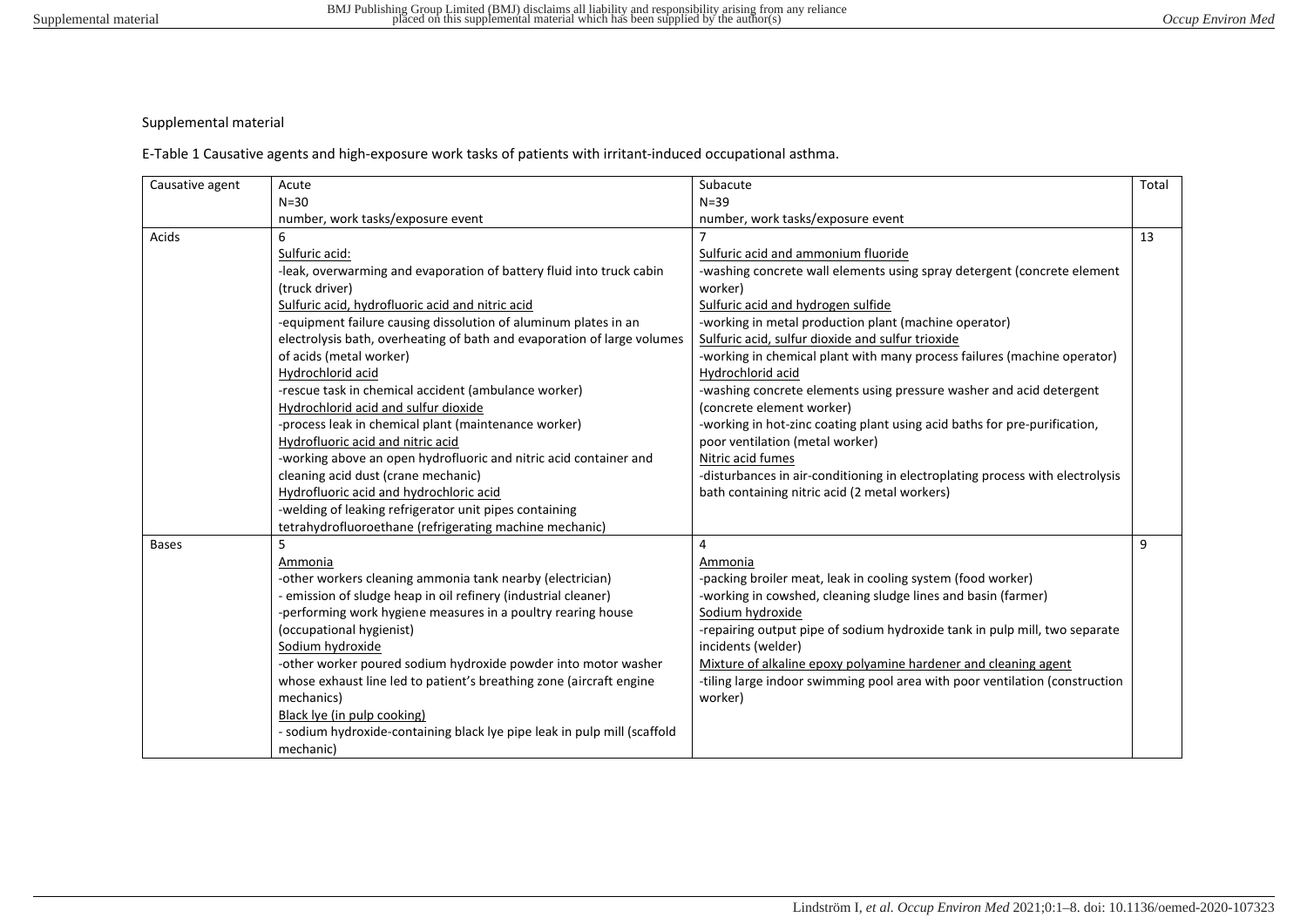Supplemental material

E-Table 1 Causative agents and high-exposure work tasks of patients with irritant-induced occupational asthma.

| Causative agent | Acute<br>N=30<br>number, work tasks/exposure event | Subacute<br>N=39<br>number, work tasks/exposure event | Total |
|---|---|---|---|
| Acids | 6<br>Sulfuric acid:<br>-leak, overwarming and evaporation of battery fluid into truck cabin (truck driver)<br>Sulfuric acid, hydrofluoric acid and nitric acid<br>-equipment failure causing dissolution of aluminum plates in an electrolysis bath, overheating of bath and evaporation of large volumes of acids (metal worker)<br>Hydrochlorid acid<br>-rescue task in chemical accident (ambulance worker)<br>Hydrochlorid acid and sulfur dioxide<br>-process leak in chemical plant (maintenance worker)<br>Hydrofluoric acid and nitric acid<br>-working above an open hydrofluoric and nitric acid container and cleaning acid dust (crane mechanic)<br>Hydrofluoric acid and hydrochloric acid<br>-welding of leaking refrigerator unit pipes containing tetrahydrofluoroethane (refrigerating machine mechanic) | 7<br>Sulfuric acid and ammonium fluoride<br>-washing concrete wall elements using spray detergent (concrete element worker)<br>Sulfuric acid and hydrogen sulfide<br>-working in metal production plant (machine operator)<br>Sulfuric acid, sulfur dioxide and sulfur trioxide<br>-working in chemical plant with many process failures (machine operator)<br>Hydrochlorid acid<br>-washing concrete elements using pressure washer and acid detergent (concrete element worker)<br>-working in hot-zinc coating plant using acid baths for pre-purification, poor ventilation (metal worker)<br>Nitric acid fumes<br>-disturbances in air-conditioning in electroplating process with electrolysis bath containing nitric acid (2 metal workers) | 13 |
| Bases | 5<br>Ammonia<br>-other workers cleaning ammonia tank nearby (electrician)<br>- emission of sludge heap in oil refinery (industrial cleaner)<br>-performing work hygiene measures in a poultry rearing house (occupational hygienist)<br>Sodium hydroxide<br>-other worker poured sodium hydroxide powder into motor washer whose exhaust line led to patient's breathing zone (aircraft engine mechanics)<br>Black lye (in pulp cooking)<br>- sodium hydroxide-containing black lye pipe leak in pulp mill (scaffold mechanic) | 4<br>Ammonia<br>-packing broiler meat, leak in cooling system (food worker)<br>-working in cowshed, cleaning sludge lines and basin (farmer)<br>Sodium hydroxide<br>-repairing output pipe of sodium hydroxide tank in pulp mill, two separate incidents (welder)<br>Mixture of alkaline epoxy polyamine hardener and cleaning agent<br>-tiling large indoor swimming pool area with poor ventilation (construction worker) | 9 |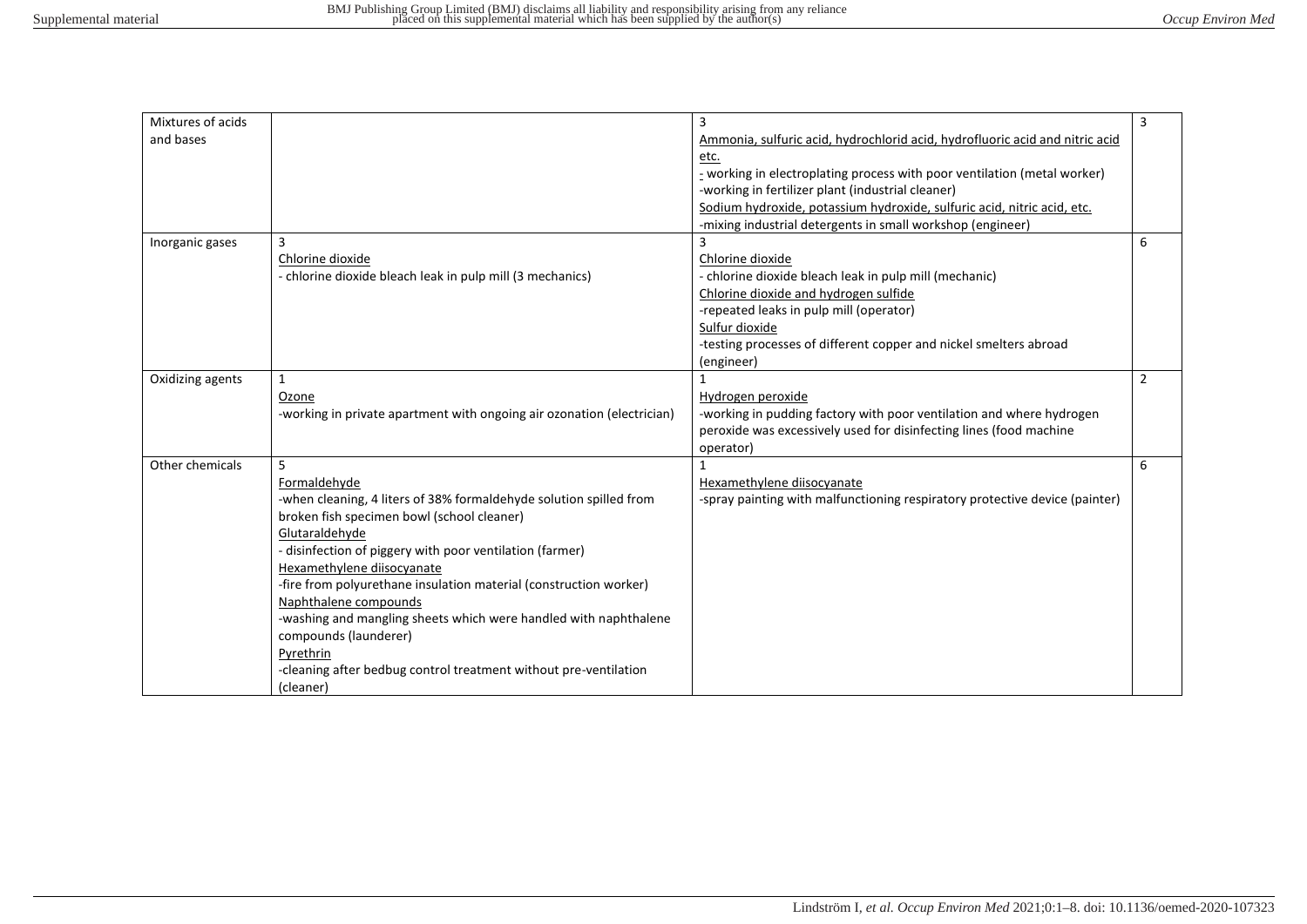| | | | |
|---|---|---|---|
| Mixtures of acids and bases | | 3<br>Ammonia, sulfuric acid, hydrochlorid acid, hydrofluoric acid and nitric acid etc.<br>- working in electroplating process with poor ventilation (metal worker)<br>-working in fertilizer plant (industrial cleaner)<br>Sodium hydroxide, potassium hydroxide, sulfuric acid, nitric acid, etc.<br>-mixing industrial detergents in small workshop (engineer) | 3 |
| Inorganic gases | 3<br>Chlorine dioxide<br>- chlorine dioxide bleach leak in pulp mill (3 mechanics) | 3<br>Chlorine dioxide<br>- chlorine dioxide bleach leak in pulp mill (mechanic)<br>Chlorine dioxide and hydrogen sulfide<br>-repeated leaks in pulp mill (operator)<br>Sulfur dioxide<br>-testing processes of different copper and nickel smelters abroad (engineer) | 6 |
| Oxidizing agents | 1<br>Ozone<br>-working in private apartment with ongoing air ozonation (electrician) | 1<br>Hydrogen peroxide<br>-working in pudding factory with poor ventilation and where hydrogen peroxide was excessively used for disinfecting lines (food machine operator) | 2 |
| Other chemicals | 5<br>Formaldehyde<br>-when cleaning, 4 liters of 38% formaldehyde solution spilled from broken fish specimen bowl (school cleaner)<br>Glutaraldehyde<br>- disinfection of piggery with poor ventilation (farmer)<br>Hexamethylene diisocyanate<br>-fire from polyurethane insulation material (construction worker)<br>Naphthalene compounds<br>-washing and mangling sheets which were handled with naphthalene compounds (launderer)<br>Pyrethrin<br>-cleaning after bedbug control treatment without pre-ventilation (cleaner) | 1<br>Hexamethylene diisocyanate<br>-spray painting with malfunctioning respiratory protective device (painter) | 6 |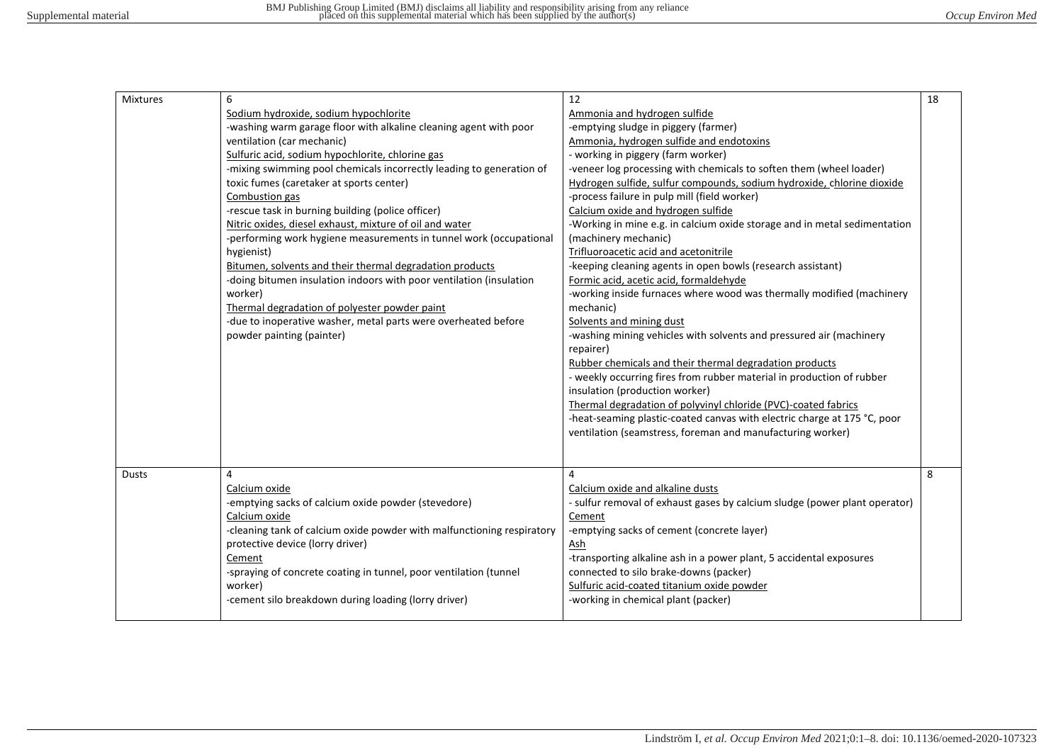| Mixtures | 6<br>Sodium hydroxide, sodium hypochlorite<br>-washing warm garage floor with alkaline cleaning agent with poor ventilation (car mechanic)<br>Sulfuric acid, sodium hypochlorite, chlorine gas<br>-mixing swimming pool chemicals incorrectly leading to generation of toxic fumes (caretaker at sports center)<br>Combustion gas<br>-rescue task in burning building (police officer)<br>Nitric oxides, diesel exhaust, mixture of oil and water<br>-performing work hygiene measurements in tunnel work (occupational hygienist)<br>Bitumen, solvents and their thermal degradation products<br>-doing bitumen insulation indoors with poor ventilation (insulation worker)<br>Thermal degradation of polyester powder paint<br>-due to inoperative washer, metal parts were overheated before powder painting (painter) | 12<br>Ammonia and hydrogen sulfide<br>-emptying sludge in piggery (farmer)<br>Ammonia, hydrogen sulfide and endotoxins<br>- working in piggery (farm worker)<br>-veneer log processing with chemicals to soften them (wheel loader)<br>Hydrogen sulfide, sulfur compounds, sodium hydroxide, chlorine dioxide<br>-process failure in pulp mill (field worker)<br>Calcium oxide and hydrogen sulfide<br>-Working in mine e.g. in calcium oxide storage and in metal sedimentation (machinery mechanic)<br>Trifluoroacetic acid and acetonitrile<br>-keeping cleaning agents in open bowls (research assistant)<br>Formic acid, acetic acid, formaldehyde<br>-working inside furnaces where wood was thermally modified (machinery mechanic)<br>Solvents and mining dust<br>-washing mining vehicles with solvents and pressured air (machinery repairer)<br>Rubber chemicals and their thermal degradation products<br>- weekly occurring fires from rubber material in production of rubber insulation (production worker)<br>Thermal degradation of polyvinyl chloride (PVC)-coated fabrics<br>-heat-seaming plastic-coated canvas with electric charge at 175 °C, poor ventilation (seamstress, foreman and manufacturing worker) | 18 |
|---|---|---|---|
| Dusts | 4<br>Calcium oxide<br>-emptying sacks of calcium oxide powder (stevedore)<br>Calcium oxide<br>-cleaning tank of calcium oxide powder with malfunctioning respiratory protective device (lorry driver)<br>Cement<br>-spraying of concrete coating in tunnel, poor ventilation (tunnel worker)<br>-cement silo breakdown during loading (lorry driver) | 4<br>Calcium oxide and alkaline dusts<br>- sulfur removal of exhaust gases by calcium sludge (power plant operator)<br>Cement<br>-emptying sacks of cement (concrete layer)<br>Ash<br>-transporting alkaline ash in a power plant, 5 accidental exposures connected to silo brake-downs (packer)<br>Sulfuric acid-coated titanium oxide powder<br>-working in chemical plant (packer) | 8 |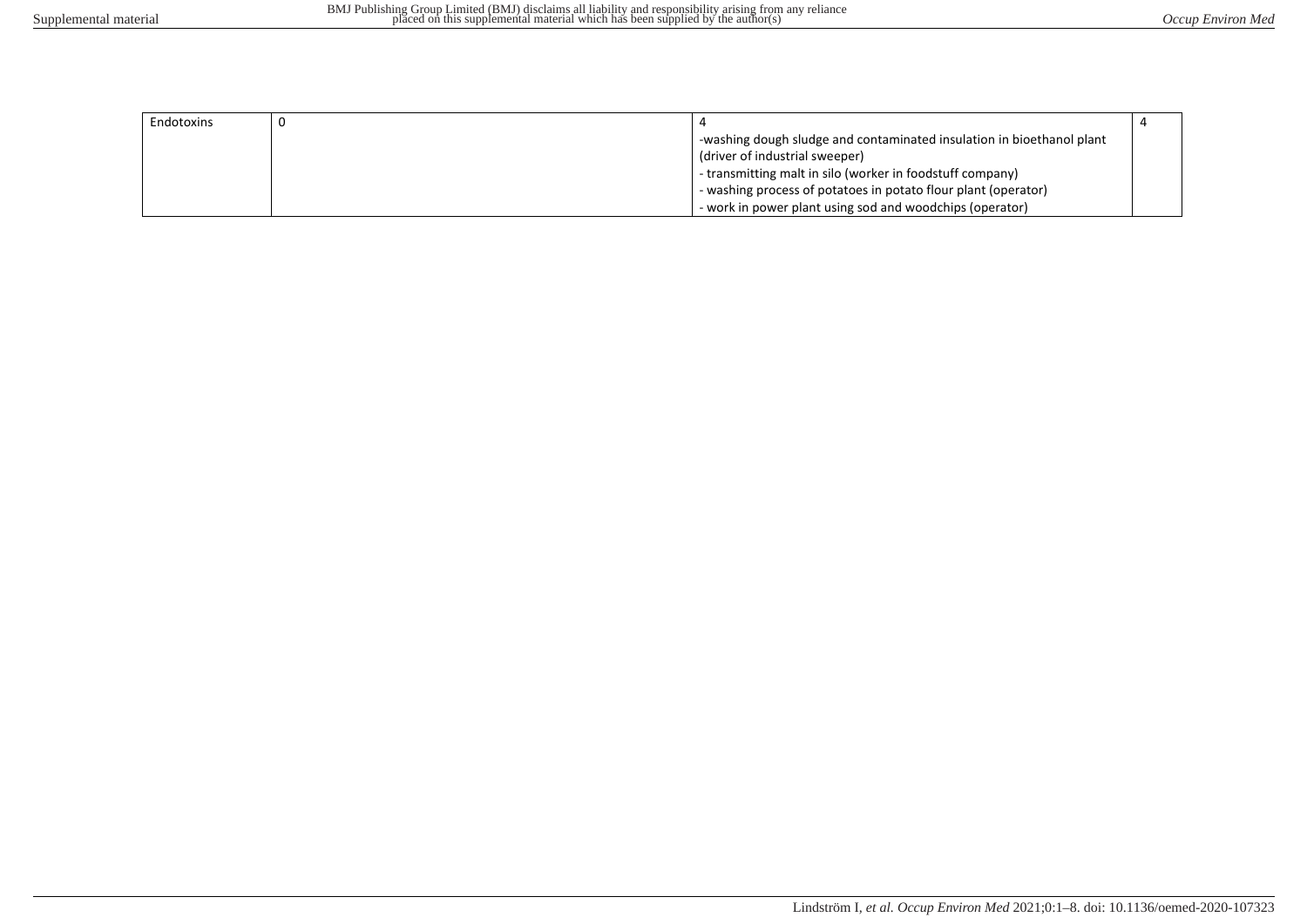| | | | |
|---|---|---|---|
| Endotoxins | 0 | 4<br>-washing dough sludge and contaminated insulation in bioethanol plant (driver of industrial sweeper)<br>- transmitting malt in silo (worker in foodstuff company)<br>- washing process of potatoes in potato flour plant (operator)<br>- work in power plant using sod and woodchips (operator) | 4 |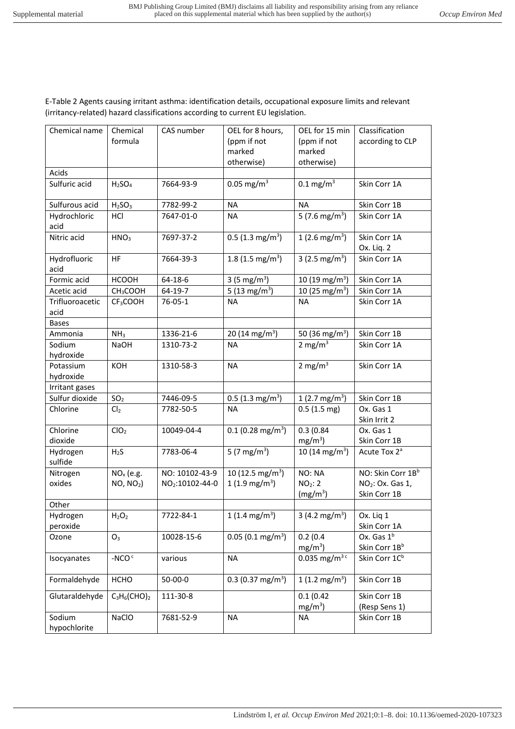E-Table 2 Agents causing irritant asthma: identification details, occupational exposure limits and relevant (irritancy-related) hazard classifications according to current EU legislation.

| Chemical name | Chemical formula | CAS number | OEL for 8 hours, (ppm if not marked otherwise) | OEL for 15 min (ppm if not marked otherwise) | Classification according to CLP |
|---|---|---|---|---|---|
| Acids | | | | | |
| Sulfuric acid | $H_2SO_4$ | 7664-93-9 | 0.05 $mg/m^3$ | 0.1 $mg/m^3$ | Skin Corr 1A |
| Sulfurous acid | $H_2SO_3$ | 7782-99-2 | NA | NA | Skin Corr 1B |
| Hydrochloric acid | HCl | 7647-01-0 | NA | 5 (7.6 $mg/m^3$) | Skin Corr 1A |
| Nitric acid | $HNO_3$ | 7697-37-2 | 0.5 (1.3 $mg/m^3$) | 1 (2.6 $mg/m^3$) | Skin Corr 1A<br>Ox. Liq. 2 |
| Hydrofluoric acid | HF | 7664-39-3 | 1.8 (1.5 $mg/m^3$) | 3 (2.5 $mg/m^3$) | Skin Corr 1A |
| Formic acid | HCOOH | 64-18-6 | 3 (5 $mg/m^3$) | 10 (19 $mg/m^3$) | Skin Corr 1A |
| Acetic acid | $CH_3COOH$ | 64-19-7 | 5 (13 $mg/m^3$) | 10 (25 $mg/m^3$) | Skin Corr 1A |
| Trifluoroacetic acid | $CF_3COOH$ | 76-05-1 | NA | NA | Skin Corr 1A |
| Bases | | | | | |
| Ammonia | $NH_3$ | 1336-21-6 | 20 (14 $mg/m^3$) | 50 (36 $mg/m^3$) | Skin Corr 1B |
| Sodium hydroxide | NaOH | 1310-73-2 | NA | 2 $mg/m^3$ | Skin Corr 1A |
| Potassium hydroxide | KOH | 1310-58-3 | NA | 2 $mg/m^3$ | Skin Corr 1A |
| Irritant gases | | | | | |
| Sulfur dioxide | $SO_2$ | 7446-09-5 | 0.5 (1.3 $mg/m^3$) | 1 (2.7 $mg/m^3$) | Skin Corr 1B |
| Chlorine | $Cl_2$ | 7782-50-5 | NA | 0.5 (1.5 mg) | Ox. Gas 1<br>Skin Irrit 2 |
| Chlorine dioxide | $ClO_2$ | 10049-04-4 | 0.1 (0.28 $mg/m^3$) | 0.3 (0.84 $mg/m^3$) | Ox. Gas 1<br>Skin Corr 1B |
| Hydrogen sulfide | $H_2S$ | 7783-06-4 | 5 (7 $mg/m^3$) | 10 (14 $mg/m^3$) | Acute Tox 2[a] |
| Nitrogen oxides | $NO_x$ (e.g. NO, $NO_2$) | NO: 10102-43-9<br>$NO_2$:10102-44-0 | 10 (12.5 $mg/m^3$)<br>1 (1.9 $mg/m^3$) | NO: NA<br>$NO_2$: 2 ($mg/m^3$) | NO: Skin Corr 1B[b]<br>$NO_2$: Ox. Gas 1, Skin Corr 1B |
| Other | | | | | |
| Hydrogen peroxide | $H_2O_2$ | 7722-84-1 | 1 (1.4 $mg/m^3$) | 3 (4.2 $mg/m^3$) | Ox. Liq 1<br>Skin Corr 1A |
| Ozone | $O_3$ | 10028-15-6 | 0.05 (0.1 $mg/m^3$) | 0.2 (0.4 $mg/m^3$) | Ox. Gas 1[b]<br>Skin Corr 1B[b] |
| Isocyanates | -NCO[c] | various | NA | 0.035 $mg/m^3$ [c] | Skin Corr 1C[b] |
| Formaldehyde | HCHO | 50-00-0 | 0.3 (0.37 $mg/m^3$) | 1 (1.2 $mg/m^3$) | Skin Corr 1B |
| Glutaraldehyde | $C_3H_6(CHO)_2$ | 111-30-8 | | 0.1 (0.42 $mg/m^3$) | Skin Corr 1B<br>(Resp Sens 1) |
| Sodium hypochlorite | NaClO | 7681-52-9 | NA | NA | Skin Corr 1B |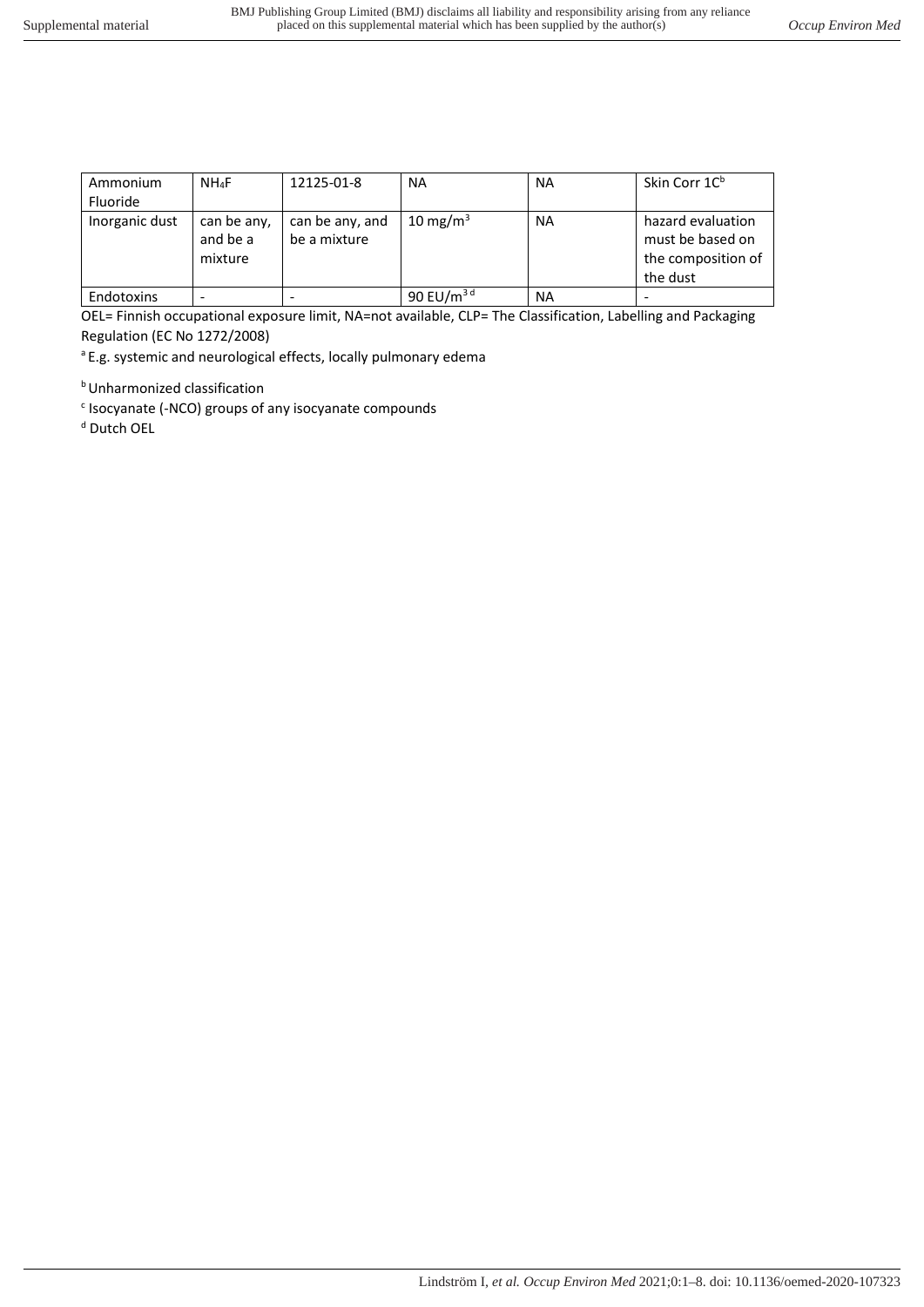| Ammonium Fluoride | $NH_4F$ | 12125-01-8 | NA | NA | Skin Corr 1C[b] |
|---|---|---|---|---|---|
| Inorganic dust | can be any, and be a mixture | can be any, and be a mixture | 10 mg/m$^3$ | NA | hazard evaluation must be based on the composition of the dust |
| Endotoxins | - | - | 90 EU/m$^3$ [d] | NA | - |

OEL= Finnish occupational exposure limit, NA=not available, CLP= The Classification, Labelling and Packaging Regulation (EC No 1272/2008)

[a] E.g. systemic and neurological effects, locally pulmonary edema

[b] Unharmonized classification

[c] Isocyanate (-NCO) groups of any isocyanate compounds

[d] Dutch OEL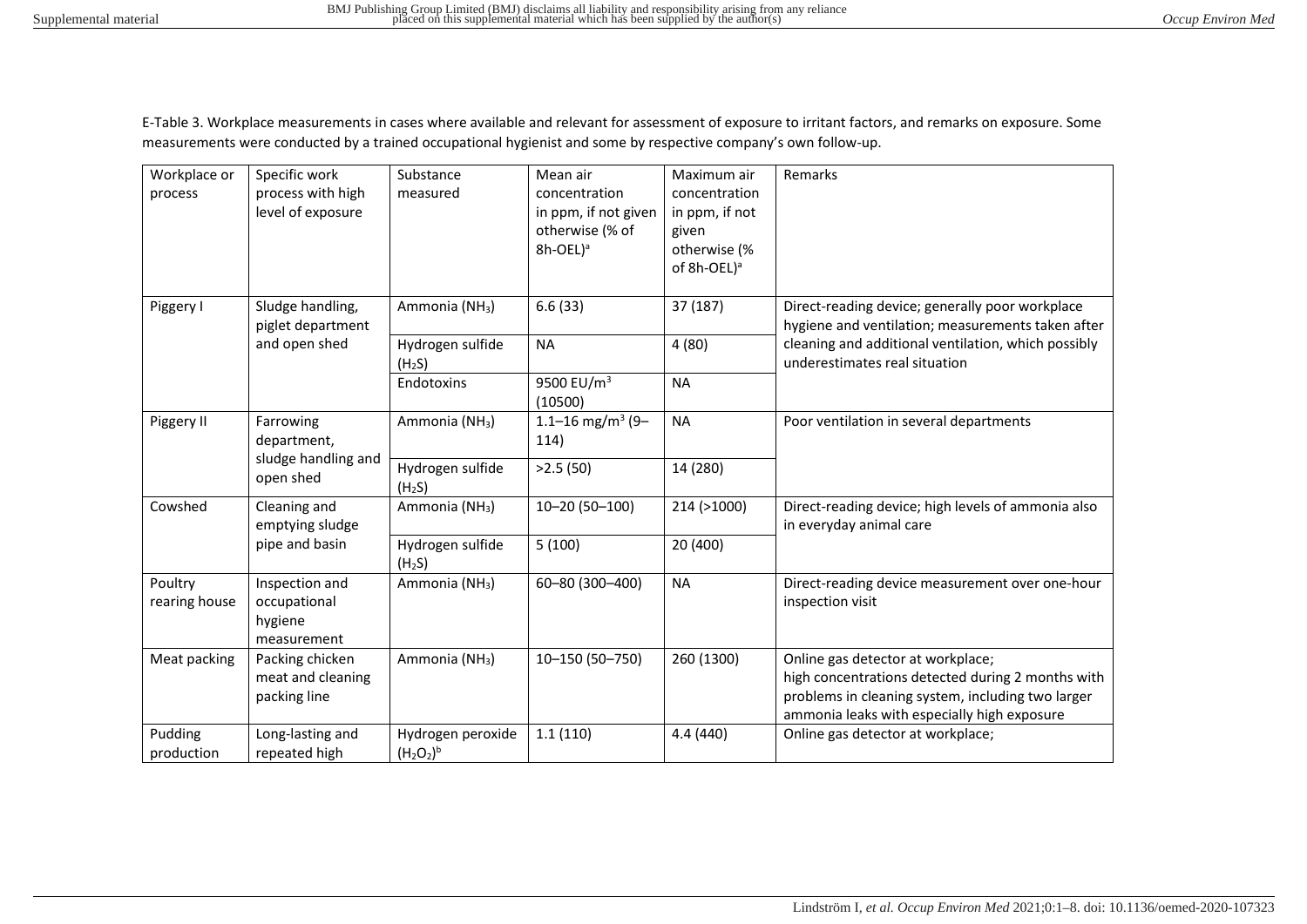E-Table 3. Workplace measurements in cases where available and relevant for assessment of exposure to irritant factors, and remarks on exposure. Some measurements were conducted by a trained occupational hygienist and some by respective company's own follow-up.

| Workplace or process | Specific work process with high level of exposure | Substance measured | Mean air concentration in ppm, if not given otherwise (% of 8h-OEL)[a] | Maximum air concentration in ppm, if not given otherwise (% of 8h-OEL)[a] | Remarks |
|---|---|---|---|---|---|
| Piggery I | Sludge handling, piglet department and open shed | Ammonia ($NH_3$) | 6.6 (33) | 37 (187) | Direct-reading device; generally poor workplace hygiene and ventilation; measurements taken after cleaning and additional ventilation, which possibly underestimates real situation |
| | | Hydrogen sulfide ($H_2S$) | NA | 4 (80) | |
| | | Endotoxins | 9500 EU/m$^3$ (10500) | NA | |
| Piggery II | Farrowing department, sludge handling and open shed | Ammonia ($NH_3$) | 1.1–16 mg/m$^3$ (9–114) | NA | Poor ventilation in several departments |
| | | Hydrogen sulfide ($H_2S$) | >2.5 (50) | 14 (280) | |
| Cowshed | Cleaning and emptying sludge pipe and basin | Ammonia ($NH_3$) | 10–20 (50–100) | 214 (>1000) | Direct-reading device; high levels of ammonia also in everyday animal care |
| | | Hydrogen sulfide ($H_2S$) | 5 (100) | 20 (400) | |
| Poultry rearing house | Inspection and occupational hygiene measurement | Ammonia ($NH_3$) | 60–80 (300–400) | NA | Direct-reading device measurement over one-hour inspection visit |
| Meat packing | Packing chicken meat and cleaning packing line | Ammonia ($NH_3$) | 10–150 (50–750) | 260 (1300) | Online gas detector at workplace; high concentrations detected during 2 months with problems in cleaning system, including two larger ammonia leaks with especially high exposure |
| Pudding production | Long-lasting and repeated high | Hydrogen peroxide ($H_2O_2$)[b] | 1.1 (110) | 4.4 (440) | Online gas detector at workplace; |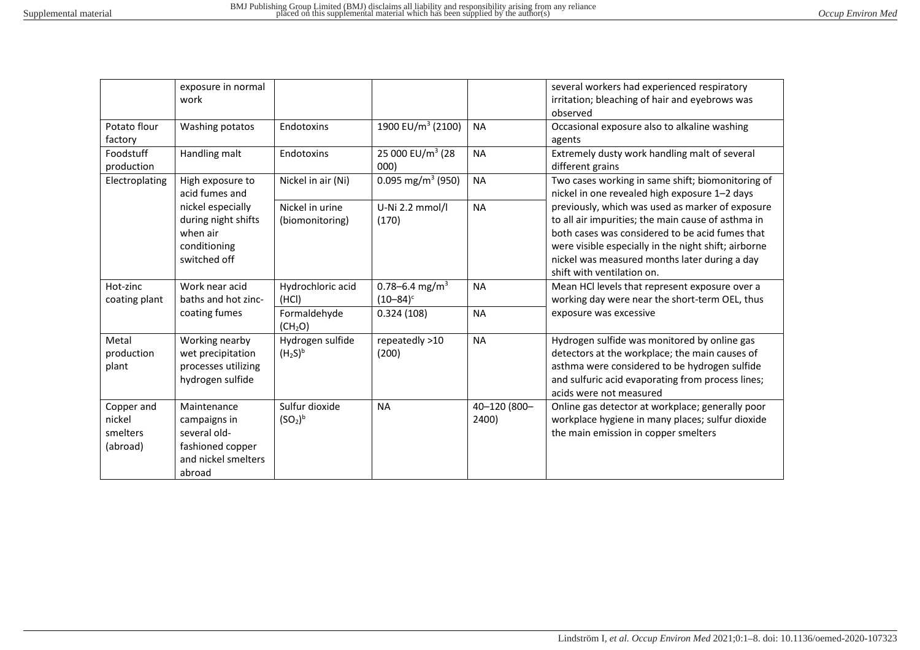|  | exposure in normal work |  |  |  | several workers had experienced respiratory irritation; bleaching of hair and eyebrows was observed |
|---|---|---|---|---|---|
| Potato flour factory | Washing potatos | Endotoxins | 1900 EU/m$^3$ (2100) | NA | Occasional exposure also to alkaline washing agents |
| Foodstuff production | Handling malt | Endotoxins | 25 000 EU/m$^3$ (28 000) | NA | Extremely dusty work handling malt of several different grains |
| Electroplating | High exposure to acid fumes and nickel especially during night shifts when air conditioning switched off | Nickel in air (Ni) | 0.095 mg/m$^3$ (950) | NA | Two cases working in same shift; biomonitoring of nickel in one revealed high exposure 1–2 days previously, which was used as marker of exposure to all air impurities; the main cause of asthma in both cases was considered to be acid fumes that were visible especially in the night shift; airborne nickel was measured months later during a day shift with ventilation on. |
|  |  | Nickel in urine (biomonitoring) | U-Ni 2.2 mmol/l (170) | NA |  |
| Hot-zinc coating plant | Work near acid baths and hot zinc-coating fumes | Hydrochloric acid (HCl) | 0.78–6.4 mg/m$^3$ (10–84)[c] | NA | Mean HCl levels that represent exposure over a working day were near the short-term OEL, thus exposure was excessive |
|  |  | Formaldehyde ($CH_2O$) | 0.324 (108) | NA |  |
| Metal production plant | Working nearby wet precipitation processes utilizing hydrogen sulfide | Hydrogen sulfide ($H_2S$)[b] | repeatedly >10 (200) | NA | Hydrogen sulfide was monitored by online gas detectors at the workplace; the main causes of asthma were considered to be hydrogen sulfide and sulfuric acid evaporating from process lines; acids were not measured |
| Copper and nickel smelters (abroad) | Maintenance campaigns in several old-fashioned copper and nickel smelters abroad | Sulfur dioxide ($SO_2$)[b] | NA | 40–120 (800–2400) | Online gas detector at workplace; generally poor workplace hygiene in many places; sulfur dioxide the main emission in copper smelters |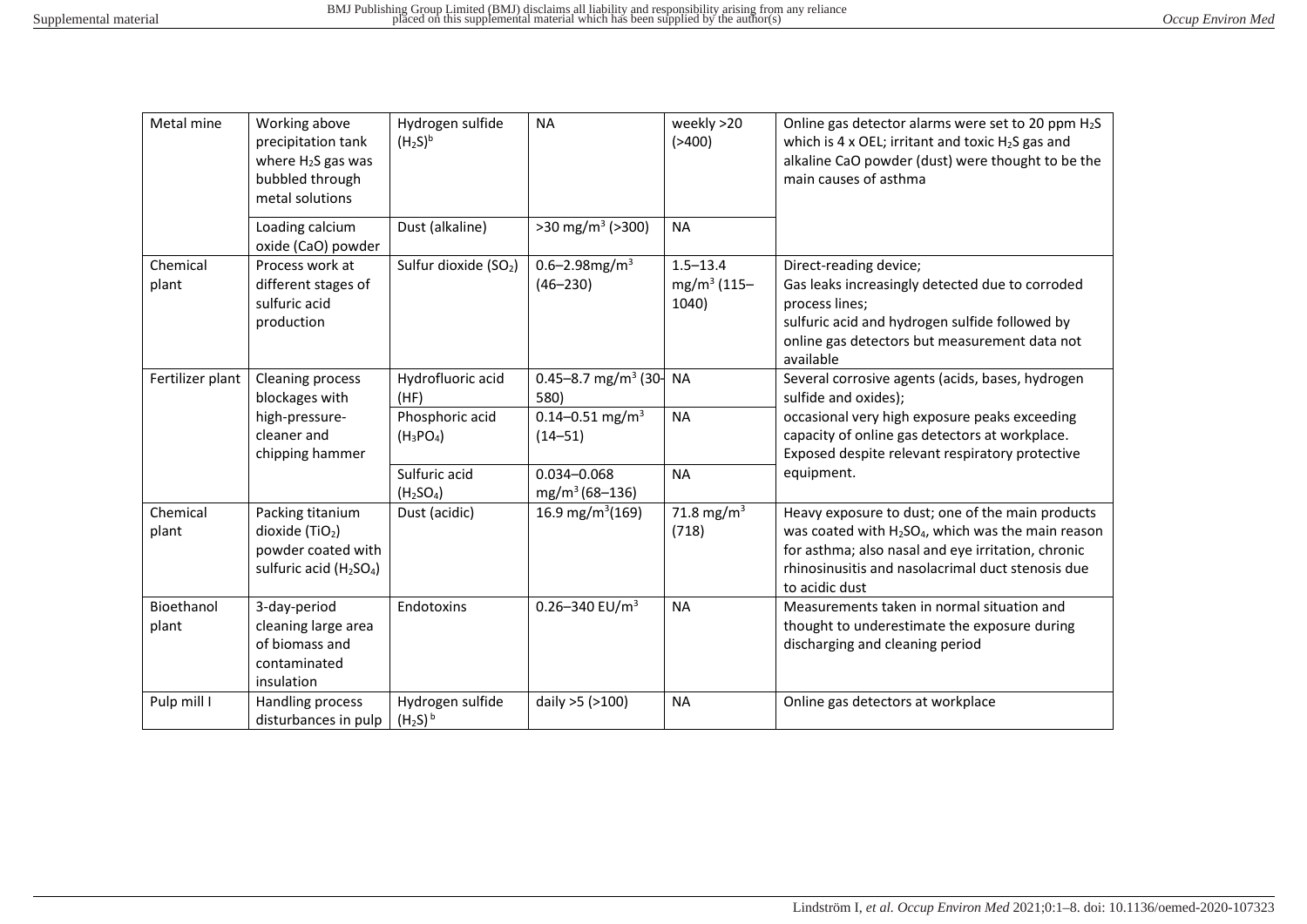| | | | | | |
|---|---|---|---|---|---|
| Metal mine | Working above precipitation tank where $H_2S$ gas was bubbled through metal solutions | Hydrogen sulfide ($H_2S$)[b] | NA | weekly >20 (>400) | Online gas detector alarms were set to 20 ppm $H_2S$ which is 4 x OEL; irritant and toxic $H_2S$ gas and alkaline CaO powder (dust) were thought to be the main causes of asthma |
| | Loading calcium oxide (CaO) powder | Dust (alkaline) | >30 mg/m$^3$ (>300) | NA | |
| Chemical plant | Process work at different stages of sulfuric acid production | Sulfur dioxide ($SO_2$) | 0.6–2.98mg/m$^3$ (46–230) | 1.5–13.4 mg/m$^3$ (115–1040) | Direct-reading device; Gas leaks increasingly detected due to corroded process lines; sulfuric acid and hydrogen sulfide followed by online gas detectors but measurement data not available |
| Fertilizer plant | Cleaning process blockages with high-pressure-cleaner and chipping hammer | Hydrofluoric acid (HF) | 0.45–8.7 mg/m$^3$ (30–580) | NA | Several corrosive agents (acids, bases, hydrogen sulfide and oxides); occasional very high exposure peaks exceeding capacity of online gas detectors at workplace. Exposed despite relevant respiratory protective equipment. |
| | | Phosphoric acid ($H_3PO_4$) | 0.14–0.51 mg/m$^3$ (14–51) | NA | |
| | | Sulfuric acid ($H_2SO_4$) | 0.034–0.068 mg/m$^3$ (68–136) | NA | |
| Chemical plant | Packing titanium dioxide ($TiO_2$) powder coated with sulfuric acid ($H_2SO_4$) | Dust (acidic) | 16.9 mg/m$^3$(169) | 71.8 mg/m$^3$ (718) | Heavy exposure to dust; one of the main products was coated with $H_2SO_4$, which was the main reason for asthma; also nasal and eye irritation, chronic rhinosinusitis and nasolacrimal duct stenosis due to acidic dust |
| Bioethanol plant | 3-day-period cleaning large area of biomass and contaminated insulation | Endotoxins | 0.26–340 EU/m$^3$ | NA | Measurements taken in normal situation and thought to underestimate the exposure during discharging and cleaning period |
| Pulp mill I | Handling process disturbances in pulp | Hydrogen sulfide ($H_2S$)[b] | daily >5 (>100) | NA | Online gas detectors at workplace |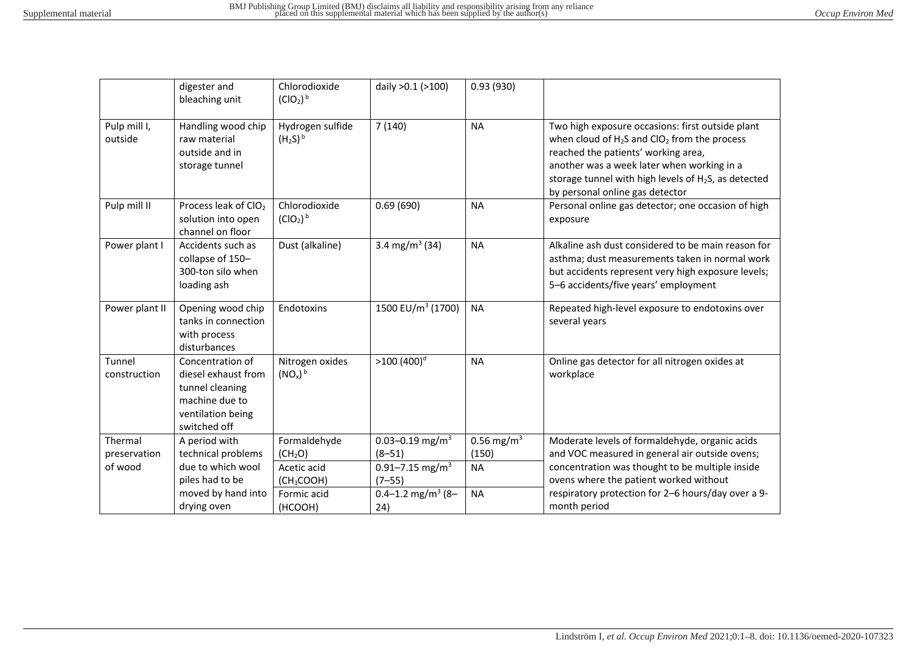| | | | | | |
|---|---|---|---|---|---|
| | digester and bleaching unit | Chlorodioxide ($ClO_2$)[b] | daily >0.1 (>100) | 0.93 (930) | |
| Pulp mill I, outside | Handling wood chip raw material outside and in storage tunnel | Hydrogen sulfide ($H_2S$)[b] | 7 (140) | NA | Two high exposure occasions: first outside plant when cloud of $H_2S$ and $ClO_2$ from the process reached the patients' working area, another was a week later when working in a storage tunnel with high levels of $H_2S$, as detected by personal online gas detector |
| Pulp mill II | Process leak of $ClO_2$ solution into open channel on floor | Chlorodioxide ($ClO_2$)[b] | 0.69 (690) | NA | Personal online gas detector; one occasion of high exposure |
| Power plant I | Accidents such as collapse of 150–300-ton silo when loading ash | Dust (alkaline) | 3.4 mg/m$^3$ (34) | NA | Alkaline ash dust considered to be main reason for asthma; dust measurements taken in normal work but accidents represent very high exposure levels; 5–6 accidents/five years' employment |
| Power plant II | Opening wood chip tanks in connection with process disturbances | Endotoxins | 1500 EU/m$^3$ (1700) | NA | Repeated high-level exposure to endotoxins over several years |
| Tunnel construction | Concentration of diesel exhaust from tunnel cleaning machine due to ventilation being switched off | Nitrogen oxides ($NO_x$)[b] | >100 (400)[d] | NA | Online gas detector for all nitrogen oxides at workplace |
| Thermal preservation of wood | A period with technical problems due to which wool piles had to be moved by hand into drying oven | Formaldehyde ($CH_2O$) | 0.03–0.19 mg/m$^3$ (8–51) | 0.56 mg/m$^3$ (150) | Moderate levels of formaldehyde, organic acids and VOC measured in general air outside ovens; concentration was thought to be multiple inside ovens where the patient worked without respiratory protection for 2–6 hours/day over a 9-month period |
| | | Acetic acid ($CH_3COOH$) | 0.91–7.15 mg/m$^3$ (7–55) | NA | |
| | | Formic acid ($HCOOH$) | 0.4–1.2 mg/m$^3$ (8–24) | NA | |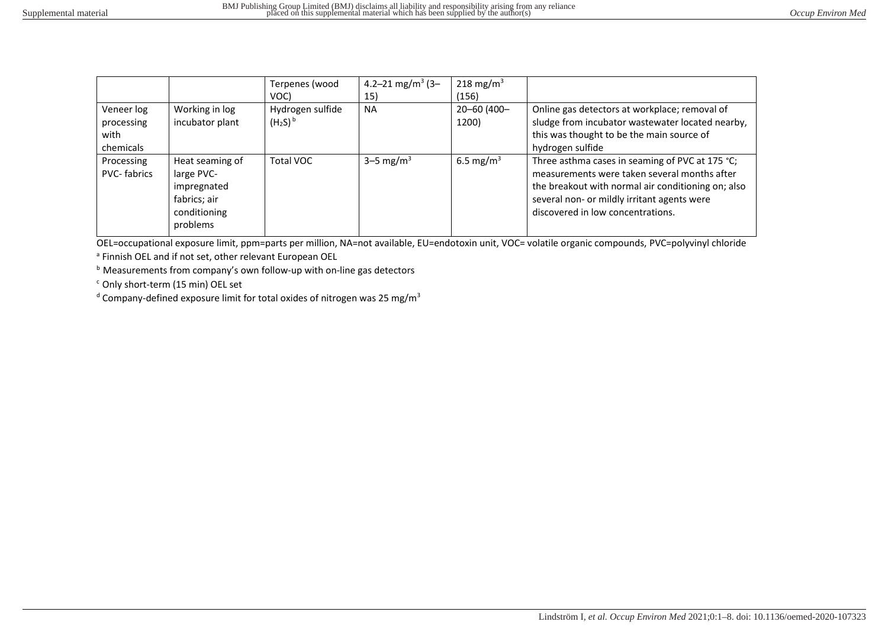| | | | | | |
|---|---|---|---|---|---|
| | | Terpenes (wood VOC) | 4.2–21 mg/m$^3$ (3–15) | 218 mg/m$^3$ (156) | |
| Veneer log processing with chemicals | Working in log incubator plant | Hydrogen sulfide ($H_2S$)[b] | NA | 20–60 (400–1200) | Online gas detectors at workplace; removal of sludge from incubator wastewater located nearby, this was thought to be the main source of hydrogen sulfide |
| Processing PVC- fabrics | Heat seaming of large PVC-impregnated fabrics; air conditioning problems | Total VOC | 3–5 mg/m$^3$ | 6.5 mg/m$^3$ | Three asthma cases in seaming of PVC at 175 °C; measurements were taken several months after the breakout with normal air conditioning on; also several non- or mildly irritant agents were discovered in low concentrations. |

OEL=occupational exposure limit, ppm=parts per million, NA=not available, EU=endotoxin unit, VOC= volatile organic compounds, PVC=polyvinyl chloride

[a] Finnish OEL and if not set, other relevant European OEL

[b] Measurements from company's own follow-up with on-line gas detectors

[c] Only short-term (15 min) OEL set

[d] Company-defined exposure limit for total oxides of nitrogen was 25 mg/m$^3$